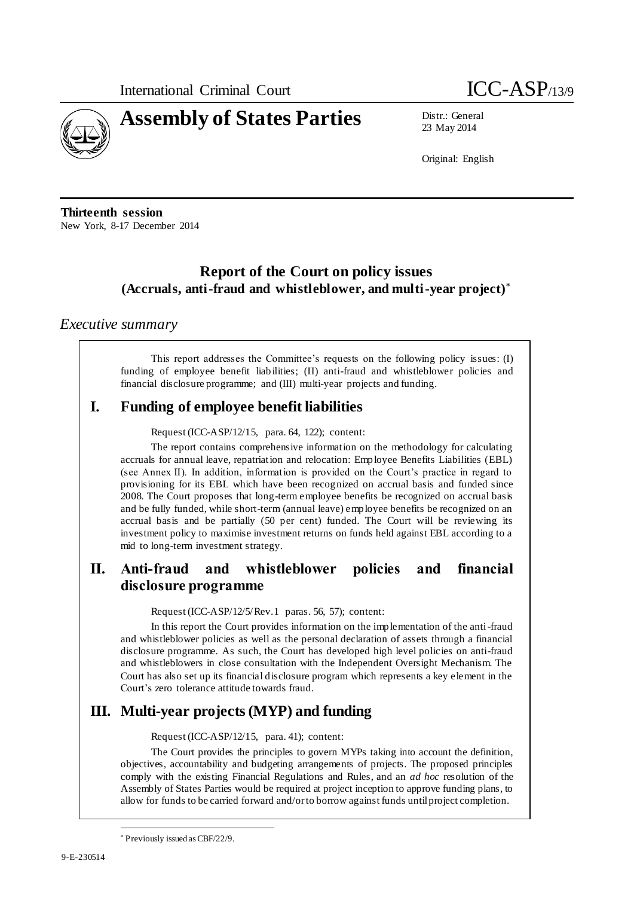International Criminal Court ICC-ASP/13/9

# Assembly of States Parties

Distr.: General
23 May 2014

Original: English

**Thirteenth session**
New York, 8-17 December 2014

## Report of the Court on policy issues (Accruals, anti-fraud and whistleblower, and multi-year project)*

### *Executive summary*

This report addresses the Committee's requests on the following policy issues: (I) funding of employee benefit liabilities; (II) anti-fraud and whistleblower policies and financial disclosure programme; and (III) multi-year projects and funding.

## I. Funding of employee benefit liabilities

Request (ICC-ASP/12/15, para. 64, 122); content:

The report contains comprehensive information on the methodology for calculating accruals for annual leave, repatriation and relocation: Employee Benefits Liabilities (EBL) (see Annex II). In addition, information is provided on the Court's practice in regard to provisioning for its EBL which have been recognized on accrual basis and funded since 2008. The Court proposes that long-term employee benefits be recognized on accrual basis and be fully funded, while short-term (annual leave) employee benefits be recognized on an accrual basis and be partially (50 per cent) funded. The Court will be reviewing its investment policy to maximise investment returns on funds held against EBL according to a mid to long-term investment strategy.

## II. Anti-fraud and whistleblower policies and financial disclosure programme

Request (ICC-ASP/12/5/Rev.1 paras. 56, 57); content:

In this report the Court provides information on the implementation of the anti-fraud and whistleblower policies as well as the personal declaration of assets through a financial disclosure programme. As such, the Court has developed high level policies on anti-fraud and whistleblowers in close consultation with the Independent Oversight Mechanism. The Court has also set up its financial disclosure program which represents a key element in the Court's zero tolerance attitude towards fraud.

## III. Multi-year projects (MYP) and funding

Request (ICC-ASP/12/15, para. 41); content:

The Court provides the principles to govern MYPs taking into account the definition, objectives, accountability and budgeting arrangements of projects. The proposed principles comply with the existing Financial Regulations and Rules, and an *ad hoc* resolution of the Assembly of States Parties would be required at project inception to approve funding plans, to allow for funds to be carried forward and/or to borrow against funds until project completion.

* Previously issued as CBF/22/9.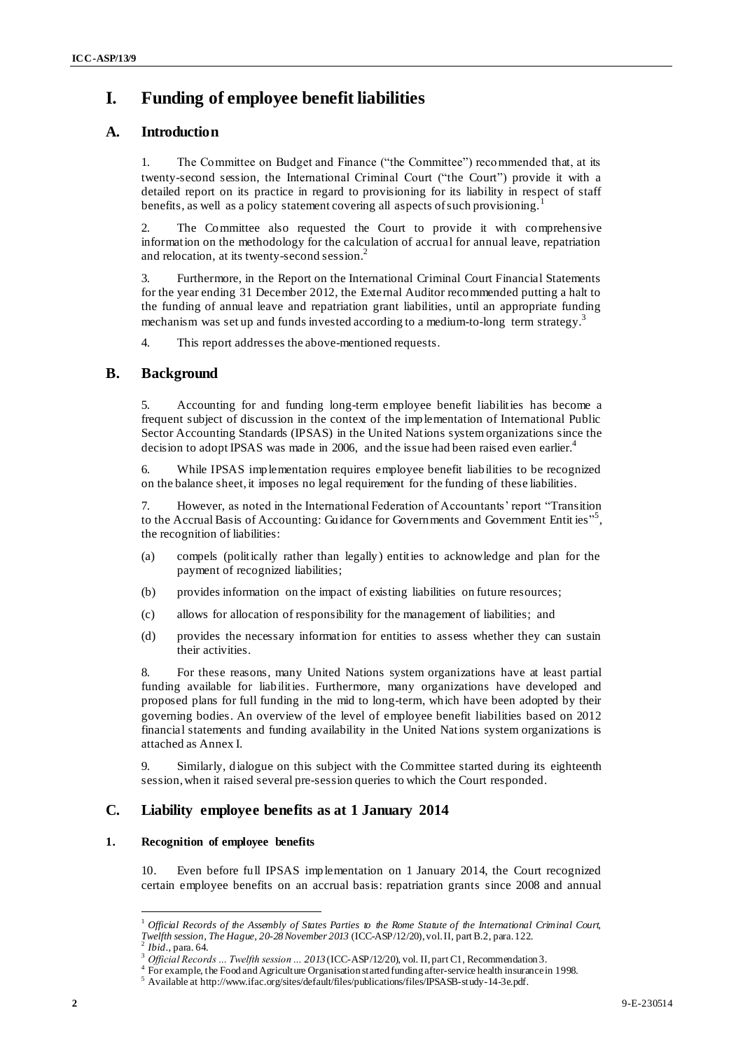# I. Funding of employee benefit liabilities

## A. Introduction

1. The Committee on Budget and Finance ("the Committee") recommended that, at its twenty-second session, the International Criminal Court ("the Court") provide it with a detailed report on its practice in regard to provisioning for its liability in respect of staff benefits, as well as a policy statement covering all aspects of such provisioning.[1]

2. The Committee also requested the Court to provide it with comprehensive information on the methodology for the calculation of accrual for annual leave, repatriation and relocation, at its twenty-second session.[2]

3. Furthermore, in the Report on the International Criminal Court Financial Statements for the year ending 31 December 2012, the External Auditor recommended putting a halt to the funding of annual leave and repatriation grant liabilities, until an appropriate funding mechanism was set up and funds invested according to a medium-to-long term strategy.[3]

4. This report addresses the above-mentioned requests.

## B. Background

5. Accounting for and funding long-term employee benefit liabilities has become a frequent subject of discussion in the context of the implementation of International Public Sector Accounting Standards (IPSAS) in the United Nations system organizations since the decision to adopt IPSAS was made in 2006, and the issue had been raised even earlier.[4]

6. While IPSAS implementation requires employee benefit liabilities to be recognized on the balance sheet, it imposes no legal requirement for the funding of these liabilities.

7. However, as noted in the International Federation of Accountants' report "Transition to the Accrual Basis of Accounting: Guidance for Governments and Government Entities"[5], the recognition of liabilities:

(a) compels (politically rather than legally) entities to acknowledge and plan for the payment of recognized liabilities;

(b) provides information on the impact of existing liabilities on future resources;

(c) allows for allocation of responsibility for the management of liabilities; and

(d) provides the necessary information for entities to assess whether they can sustain their activities.

8. For these reasons, many United Nations system organizations have at least partial funding available for liabilities. Furthermore, many organizations have developed and proposed plans for full funding in the mid to long-term, which have been adopted by their governing bodies. An overview of the level of employee benefit liabilities based on 2012 financial statements and funding availability in the United Nations system organizations is attached as Annex I.

9. Similarly, dialogue on this subject with the Committee started during its eighteenth session, when it raised several pre-session queries to which the Court responded.

## C. Liability employee benefits as at 1 January 2014

### 1. Recognition of employee benefits

10. Even before full IPSAS implementation on 1 January 2014, the Court recognized certain employee benefits on an accrual basis: repatriation grants since 2008 and annual

---

[1] *Official Records of the Assembly of States Parties to the Rome Statute of the International Criminal Court, Twelfth session, The Hague, 20-28 November 2013* (ICC-ASP/12/20), vol. II, part B.2, para. 122.

[2] *Ibid.*, para. 64.

[3] *Official Records ... Twelfth session ... 2013* (ICC-ASP/12/20), vol. II, part C1, Recommendation 3.

[4] For example, the Food and Agriculture Organisation started funding after-service health insurance in 1998.

[5] Available at http://www.ifac.org/sites/default/files/publications/files/IPSASB-study-14-3e.pdf.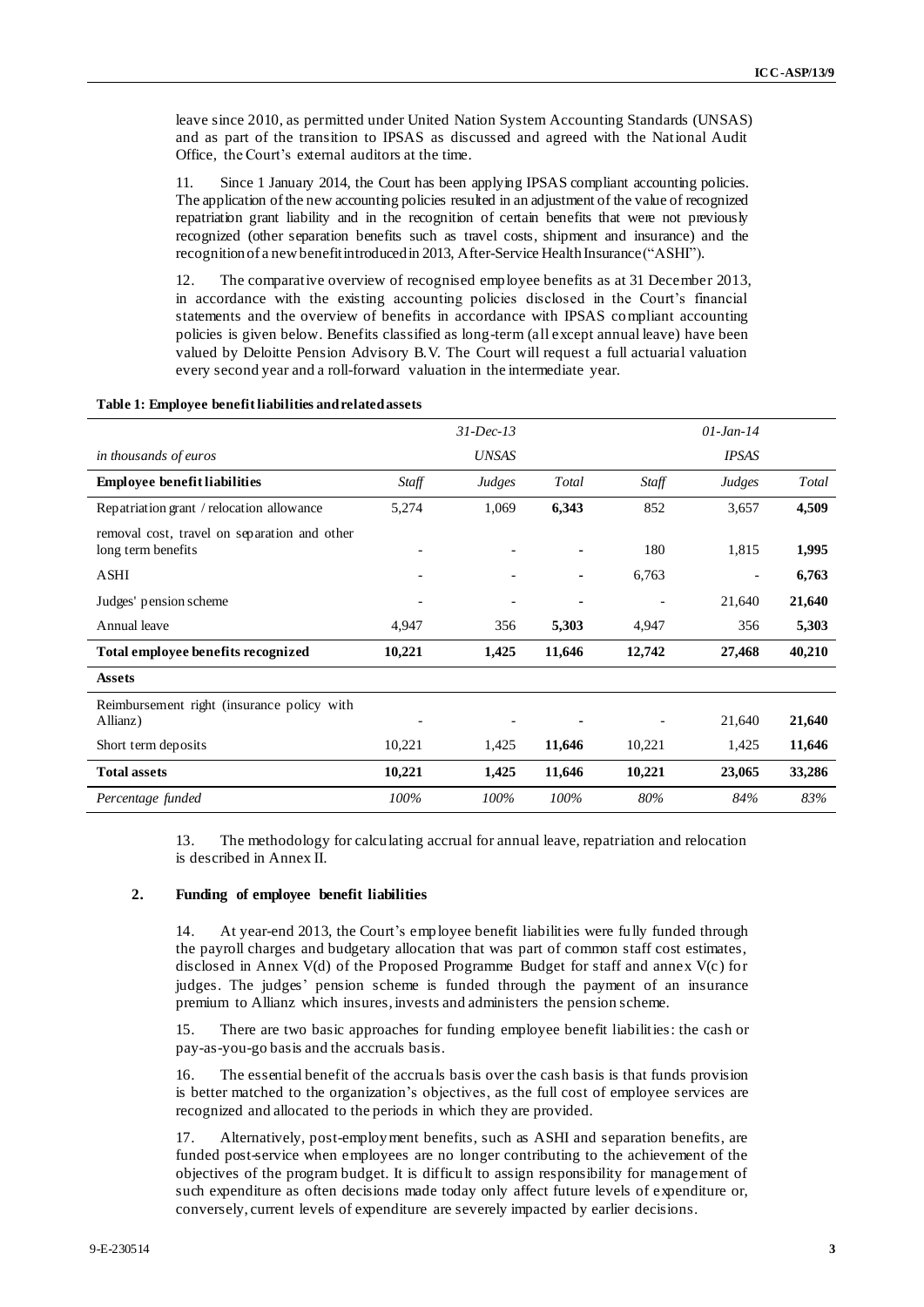leave since 2010, as permitted under United Nation System Accounting Standards (UNSAS) and as part of the transition to IPSAS as discussed and agreed with the National Audit Office, the Court's external auditors at the time.

11. Since 1 January 2014, the Court has been applying IPSAS compliant accounting policies. The application of the new accounting policies resulted in an adjustment of the value of recognized repatriation grant liability and in the recognition of certain benefits that were not previously recognized (other separation benefits such as travel costs, shipment and insurance) and the recognition of a new benefit introduced in 2013, After-Service Health Insurance ("ASHI").

12. The comparative overview of recognised employee benefits as at 31 December 2013, in accordance with the existing accounting policies disclosed in the Court's financial statements and the overview of benefits in accordance with IPSAS compliant accounting policies is given below. Benefits classified as long-term (all except annual leave) have been valued by Deloitte Pension Advisory B.V. The Court will request a full actuarial valuation every second year and a roll-forward valuation in the intermediate year.

**Table 1: Employee benefit liabilities and related assets**

| | | *31-Dec-13* | | | *01-Jan-14* | |
|---|---|---|---|---|---|---|
| *in thousands of euros* | | *UNSAS* | | | *IPSAS* | |
| **Employee benefit liabilities** | *Staff* | *Judges* | *Total* | *Staff* | *Judges* | *Total* |
| Repatriation grant / relocation allowance | 5,274 | 1,069 | **6,343** | 852 | 3,657 | **4,509** |
| removal cost, travel on separation and other long term benefits | - | - | **-** | 180 | 1,815 | **1,995** |
| ASHI | - | - | **-** | 6,763 | - | **6,763** |
| Judges' pension scheme | - | - | **-** | - | 21,640 | **21,640** |
| Annual leave | 4,947 | 356 | **5,303** | 4,947 | 356 | **5,303** |
| **Total employee benefits recognized** | **10,221** | **1,425** | **11,646** | **12,742** | **27,468** | **40,210** |
| **Assets** | | | | | | |
| Reimbursement right (insurance policy with Allianz) | - | - | **-** | - | 21,640 | **21,640** |
| Short term deposits | 10,221 | 1,425 | **11,646** | 10,221 | 1,425 | **11,646** |
| **Total assets** | **10,221** | **1,425** | **11,646** | **10,221** | **23,065** | **33,286** |
| *Percentage funded* | *100%* | *100%* | *100%* | *80%* | *84%* | *83%* |

13. The methodology for calculating accrual for annual leave, repatriation and relocation is described in Annex II.

## 2. Funding of employee benefit liabilities

14. At year-end 2013, the Court's employee benefit liabilities were fully funded through the payroll charges and budgetary allocation that was part of common staff cost estimates, disclosed in Annex V(d) of the Proposed Programme Budget for staff and annex V(c) for judges. The judges' pension scheme is funded through the payment of an insurance premium to Allianz which insures, invests and administers the pension scheme.

15. There are two basic approaches for funding employee benefit liabilities: the cash or pay-as-you-go basis and the accruals basis.

16. The essential benefit of the accruals basis over the cash basis is that funds provision is better matched to the organization's objectives, as the full cost of employee services are recognized and allocated to the periods in which they are provided.

17. Alternatively, post-employment benefits, such as ASHI and separation benefits, are funded post-service when employees are no longer contributing to the achievement of the objectives of the program budget. It is difficult to assign responsibility for management of such expenditure as often decisions made today only affect future levels of expenditure or, conversely, current levels of expenditure are severely impacted by earlier decisions.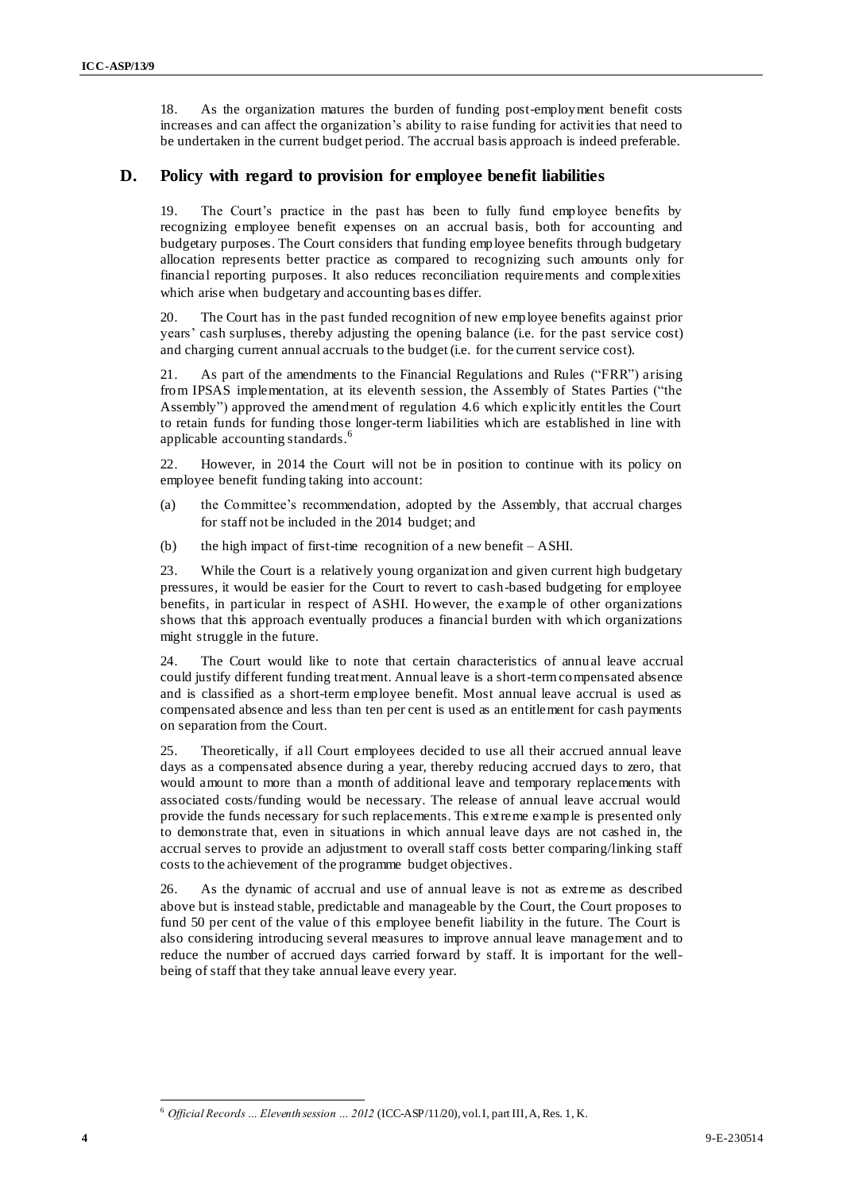18. As the organization matures the burden of funding post-employment benefit costs increases and can affect the organization's ability to raise funding for activities that need to be undertaken in the current budget period. The accrual basis approach is indeed preferable.

## D. Policy with regard to provision for employee benefit liabilities

19. The Court's practice in the past has been to fully fund employee benefits by recognizing employee benefit expenses on an accrual basis, both for accounting and budgetary purposes. The Court considers that funding employee benefits through budgetary allocation represents better practice as compared to recognizing such amounts only for financial reporting purposes. It also reduces reconciliation requirements and complexities which arise when budgetary and accounting bases differ.

20. The Court has in the past funded recognition of new employee benefits against prior years' cash surpluses, thereby adjusting the opening balance (i.e. for the past service cost) and charging current annual accruals to the budget (i.e. for the current service cost).

21. As part of the amendments to the Financial Regulations and Rules ("FRR") arising from IPSAS implementation, at its eleventh session, the Assembly of States Parties ("the Assembly") approved the amendment of regulation 4.6 which explicitly entitles the Court to retain funds for funding those longer-term liabilities which are established in line with applicable accounting standards.[6]

22. However, in 2014 the Court will not be in position to continue with its policy on employee benefit funding taking into account:

(a) the Committee's recommendation, adopted by the Assembly, that accrual charges for staff not be included in the 2014 budget; and

(b) the high impact of first-time recognition of a new benefit – ASHI.

23. While the Court is a relatively young organization and given current high budgetary pressures, it would be easier for the Court to revert to cash-based budgeting for employee benefits, in particular in respect of ASHI. However, the example of other organizations shows that this approach eventually produces a financial burden with which organizations might struggle in the future.

24. The Court would like to note that certain characteristics of annual leave accrual could justify different funding treatment. Annual leave is a short-term compensated absence and is classified as a short-term employee benefit. Most annual leave accrual is used as compensated absence and less than ten per cent is used as an entitlement for cash payments on separation from the Court.

25. Theoretically, if all Court employees decided to use all their accrued annual leave days as a compensated absence during a year, thereby reducing accrued days to zero, that would amount to more than a month of additional leave and temporary replacements with associated costs/funding would be necessary. The release of annual leave accrual would provide the funds necessary for such replacements. This extreme example is presented only to demonstrate that, even in situations in which annual leave days are not cashed in, the accrual serves to provide an adjustment to overall staff costs better comparing/linking staff costs to the achievement of the programme budget objectives.

26. As the dynamic of accrual and use of annual leave is not as extreme as described above but is instead stable, predictable and manageable by the Court, the Court proposes to fund 50 per cent of the value of this employee benefit liability in the future. The Court is also considering introducing several measures to improve annual leave management and to reduce the number of accrued days carried forward by staff. It is important for the well-being of staff that they take annual leave every year.

---

[6] *Official Records ... Eleventh session ... 2012* (ICC-ASP/11/20), vol. I, part III, A, Res. 1, K.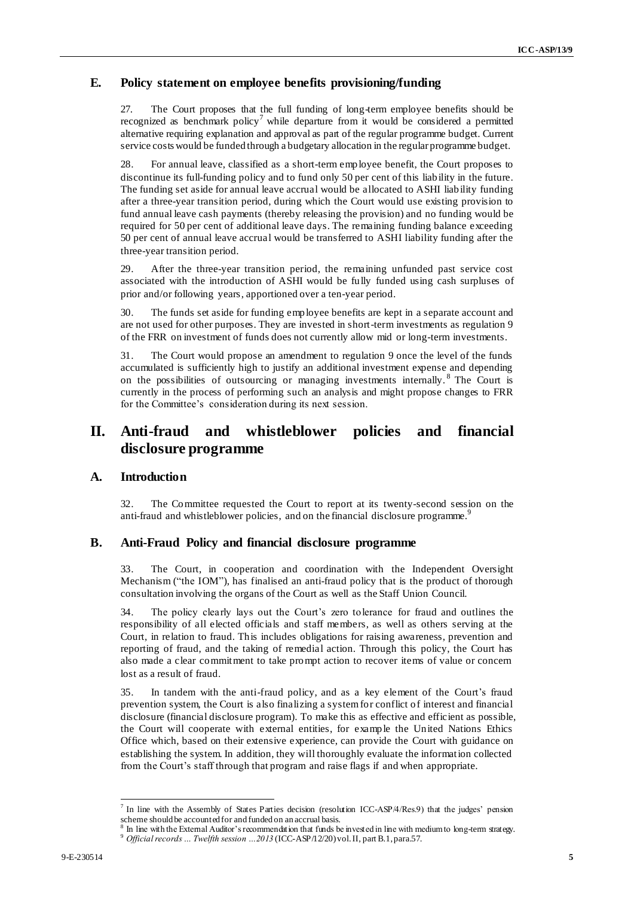## E. Policy statement on employee benefits provisioning/funding

27. The Court proposes that the full funding of long-term employee benefits should be recognized as benchmark policy[7] while departure from it would be considered a permitted alternative requiring explanation and approval as part of the regular programme budget. Current service costs would be funded through a budgetary allocation in the regular programme budget.

28. For annual leave, classified as a short-term employee benefit, the Court proposes to discontinue its full-funding policy and to fund only 50 per cent of this liability in the future. The funding set aside for annual leave accrual would be allocated to ASHI liability funding after a three-year transition period, during which the Court would use existing provision to fund annual leave cash payments (thereby releasing the provision) and no funding would be required for 50 per cent of additional leave days. The remaining funding balance exceeding 50 per cent of annual leave accrual would be transferred to ASHI liability funding after the three-year transition period.

29. After the three-year transition period, the remaining unfunded past service cost associated with the introduction of ASHI would be fully funded using cash surpluses of prior and/or following years, apportioned over a ten-year period.

30. The funds set aside for funding employee benefits are kept in a separate account and are not used for other purposes. They are invested in short-term investments as regulation 9 of the FRR on investment of funds does not currently allow mid or long-term investments.

31. The Court would propose an amendment to regulation 9 once the level of the funds accumulated is sufficiently high to justify an additional investment expense and depending on the possibilities of outsourcing or managing investments internally.[8] The Court is currently in the process of performing such an analysis and might propose changes to FRR for the Committee's consideration during its next session.

# II. Anti-fraud and whistleblower policies and financial disclosure programme

## A. Introduction

32. The Committee requested the Court to report at its twenty-second session on the anti-fraud and whistleblower policies, and on the financial disclosure programme.[9]

## B. Anti-Fraud Policy and financial disclosure programme

33. The Court, in cooperation and coordination with the Independent Oversight Mechanism ("the IOM"), has finalised an anti-fraud policy that is the product of thorough consultation involving the organs of the Court as well as the Staff Union Council.

34. The policy clearly lays out the Court's zero tolerance for fraud and outlines the responsibility of all elected officials and staff members, as well as others serving at the Court, in relation to fraud. This includes obligations for raising awareness, prevention and reporting of fraud, and the taking of remedial action. Through this policy, the Court has also made a clear commitment to take prompt action to recover items of value or concern lost as a result of fraud.

35. In tandem with the anti-fraud policy, and as a key element of the Court's fraud prevention system, the Court is also finalizing a system for conflict of interest and financial disclosure (financial disclosure program). To make this as effective and efficient as possible, the Court will cooperate with external entities, for example the United Nations Ethics Office which, based on their extensive experience, can provide the Court with guidance on establishing the system. In addition, they will thoroughly evaluate the information collected from the Court's staff through that program and raise flags if and when appropriate.

---

[7] In line with the Assembly of States Parties decision (resolution ICC-ASP/4/Res.9) that the judges' pension scheme should be accounted for and funded on an accrual basis.

[8] In line with the External Auditor's recommendation that funds be invested in line with medium to long-term strategy.

[9] *Official records … Twelfth session …2013* (ICC-ASP/12/20) vol. II, part B.1, para. 57.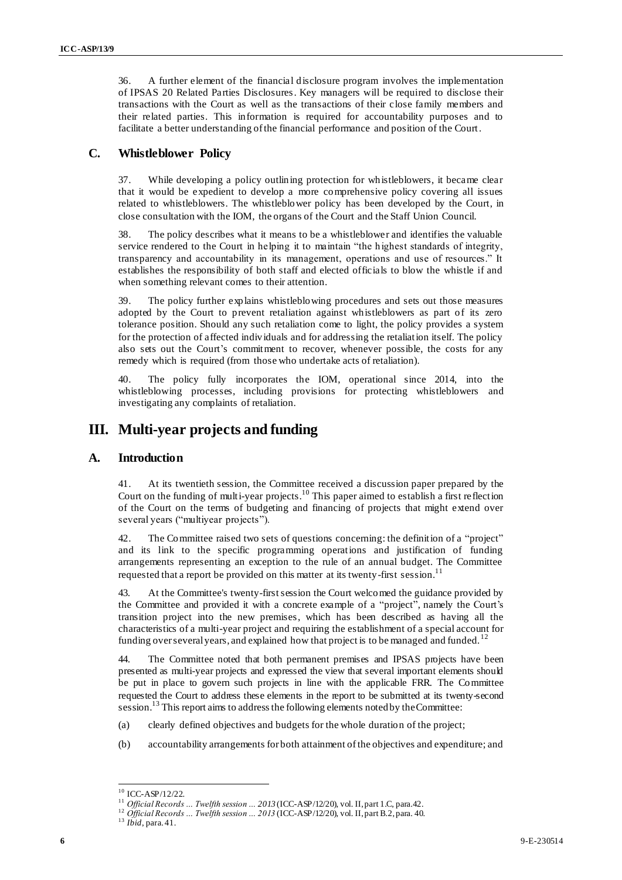36. A further element of the financial disclosure program involves the implementation of IPSAS 20 Related Parties Disclosures. Key managers will be required to disclose their transactions with the Court as well as the transactions of their close family members and their related parties. This information is required for accountability purposes and to facilitate a better understanding of the financial performance and position of the Court.

## C. Whistleblower Policy

37. While developing a policy outlining protection for whistleblowers, it became clear that it would be expedient to develop a more comprehensive policy covering all issues related to whistleblowers. The whistleblower policy has been developed by the Court, in close consultation with the IOM, the organs of the Court and the Staff Union Council.

38. The policy describes what it means to be a whistleblower and identifies the valuable service rendered to the Court in helping it to maintain "the highest standards of integrity, transparency and accountability in its management, operations and use of resources." It establishes the responsibility of both staff and elected officials to blow the whistle if and when something relevant comes to their attention.

39. The policy further explains whistleblowing procedures and sets out those measures adopted by the Court to prevent retaliation against whistleblowers as part of its zero tolerance position. Should any such retaliation come to light, the policy provides a system for the protection of affected individuals and for addressing the retaliation itself. The policy also sets out the Court's commitment to recover, whenever possible, the costs for any remedy which is required (from those who undertake acts of retaliation).

40. The policy fully incorporates the IOM, operational since 2014, into the whistleblowing processes, including provisions for protecting whistleblowers and investigating any complaints of retaliation.

# III. Multi-year projects and funding

## A. Introduction

41. At its twentieth session, the Committee received a discussion paper prepared by the Court on the funding of multi-year projects.[10] This paper aimed to establish a first reflection of the Court on the terms of budgeting and financing of projects that might extend over several years ("multiyear projects").

42. The Committee raised two sets of questions concerning: the definition of a "project" and its link to the specific programming operations and justification of funding arrangements representing an exception to the rule of an annual budget. The Committee requested that a report be provided on this matter at its twenty-first session.[11]

43. At the Committee's twenty-first session the Court welcomed the guidance provided by the Committee and provided it with a concrete example of a "project", namely the Court's transition project into the new premises, which has been described as having all the characteristics of a multi-year project and requiring the establishment of a special account for funding over several years, and explained how that project is to be managed and funded.[12]

44. The Committee noted that both permanent premises and IPSAS projects have been presented as multi-year projects and expressed the view that several important elements should be put in place to govern such projects in line with the applicable FRR. The Committee requested the Court to address these elements in the report to be submitted at its twenty-second session.[13] This report aims to address the following elements noted by the Committee:

(a) clearly defined objectives and budgets for the whole duration of the project;

(b) accountability arrangements for both attainment of the objectives and expenditure; and

---

[10] ICC-ASP/12/22.

[11] *Official Records ... Twelfth session ... 2013* (ICC-ASP/12/20), vol. II, part 1.C, para.42.

[12] *Official Records ... Twelfth session ... 2013* (ICC-ASP/12/20), vol. II, part B.2, para. 40.

[13] *Ibid*, para. 41.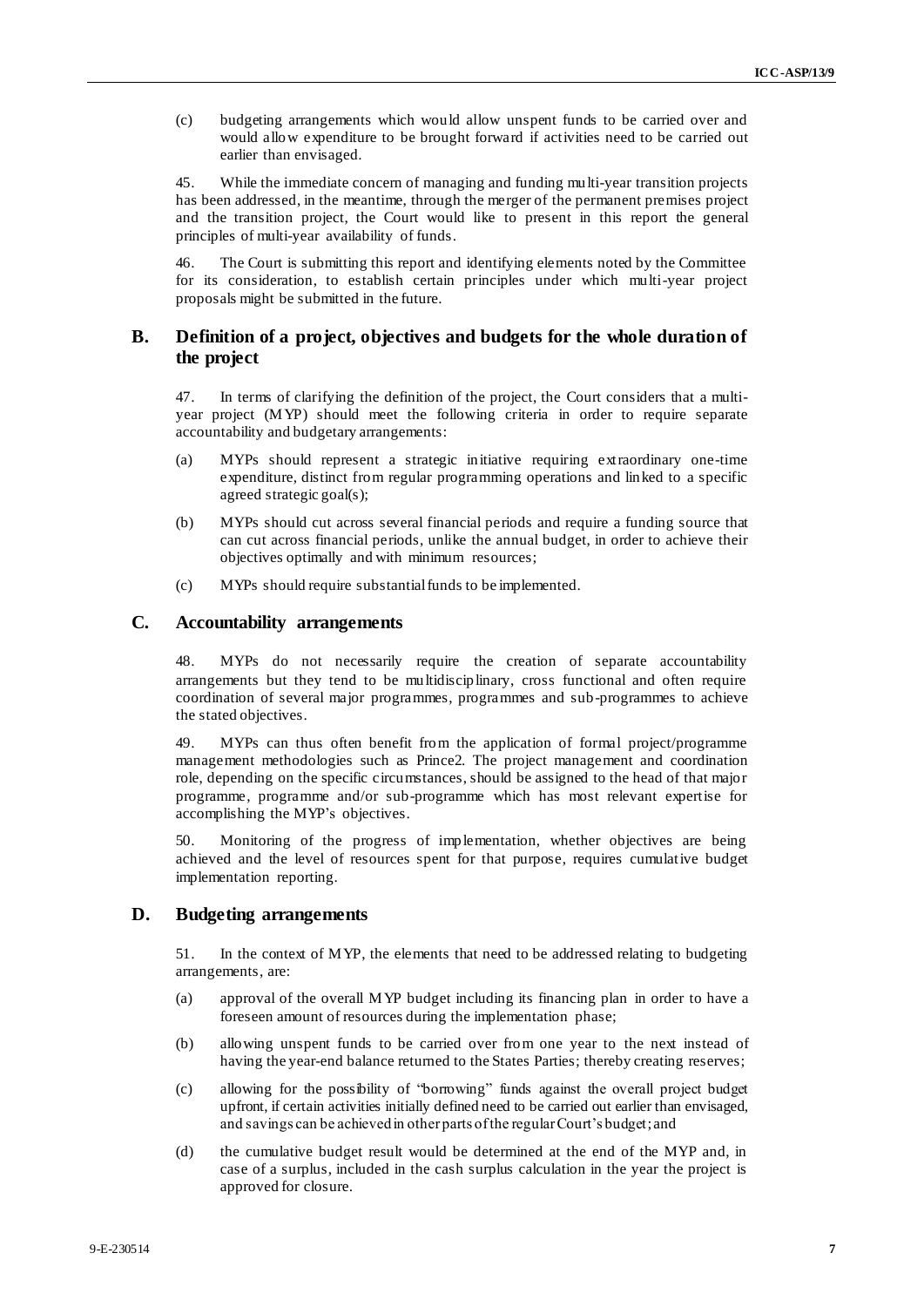(c) budgeting arrangements which would allow unspent funds to be carried over and would allow expenditure to be brought forward if activities need to be carried out earlier than envisaged.

45. While the immediate concern of managing and funding multi-year transition projects has been addressed, in the meantime, through the merger of the permanent premises project and the transition project, the Court would like to present in this report the general principles of multi-year availability of funds.

46. The Court is submitting this report and identifying elements noted by the Committee for its consideration, to establish certain principles under which multi-year project proposals might be submitted in the future.

## B. Definition of a project, objectives and budgets for the whole duration of the project

47. In terms of clarifying the definition of the project, the Court considers that a multi-year project (MYP) should meet the following criteria in order to require separate accountability and budgetary arrangements:

(a) MYPs should represent a strategic initiative requiring extraordinary one-time expenditure, distinct from regular programming operations and linked to a specific agreed strategic goal(s);

(b) MYPs should cut across several financial periods and require a funding source that can cut across financial periods, unlike the annual budget, in order to achieve their objectives optimally and with minimum resources;

(c) MYPs should require substantial funds to be implemented.

## C. Accountability arrangements

48. MYPs do not necessarily require the creation of separate accountability arrangements but they tend to be multidisciplinary, cross functional and often require coordination of several major programmes, programmes and sub-programmes to achieve the stated objectives.

49. MYPs can thus often benefit from the application of formal project/programme management methodologies such as Prince2. The project management and coordination role, depending on the specific circumstances, should be assigned to the head of that major programme, programme and/or sub-programme which has most relevant expertise for accomplishing the MYP's objectives.

50. Monitoring of the progress of implementation, whether objectives are being achieved and the level of resources spent for that purpose, requires cumulative budget implementation reporting.

## D. Budgeting arrangements

51. In the context of MYP, the elements that need to be addressed relating to budgeting arrangements, are:

(a) approval of the overall MYP budget including its financing plan in order to have a foreseen amount of resources during the implementation phase;

(b) allowing unspent funds to be carried over from one year to the next instead of having the year-end balance returned to the States Parties; thereby creating reserves;

(c) allowing for the possibility of "borrowing" funds against the overall project budget upfront, if certain activities initially defined need to be carried out earlier than envisaged, and savings can be achieved in other parts of the regular Court's budget; and

(d) the cumulative budget result would be determined at the end of the MYP and, in case of a surplus, included in the cash surplus calculation in the year the project is approved for closure.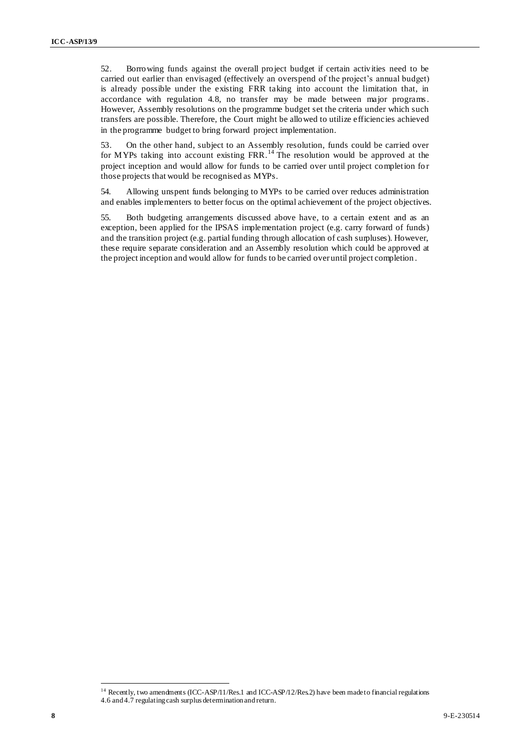52. Borrowing funds against the overall project budget if certain activities need to be carried out earlier than envisaged (effectively an overspend of the project's annual budget) is already possible under the existing FRR taking into account the limitation that, in accordance with regulation 4.8, no transfer may be made between major programs. However, Assembly resolutions on the programme budget set the criteria under which such transfers are possible. Therefore, the Court might be allowed to utilize efficiencies achieved in the programme budget to bring forward project implementation.

53. On the other hand, subject to an Assembly resolution, funds could be carried over for MYPs taking into account existing FRR.[14] The resolution would be approved at the project inception and would allow for funds to be carried over until project completion for those projects that would be recognised as MYPs.

54. Allowing unspent funds belonging to MYPs to be carried over reduces administration and enables implementers to better focus on the optimal achievement of the project objectives.

55. Both budgeting arrangements discussed above have, to a certain extent and as an exception, been applied for the IPSAS implementation project (e.g. carry forward of funds) and the transition project (e.g. partial funding through allocation of cash surpluses). However, these require separate consideration and an Assembly resolution which could be approved at the project inception and would allow for funds to be carried over until project completion.

---

[14] Recently, two amendments (ICC-ASP/11/Res.1 and ICC-ASP/12/Res.2) have been made to financial regulations 4.6 and 4.7 regulating cash surplus determination and return.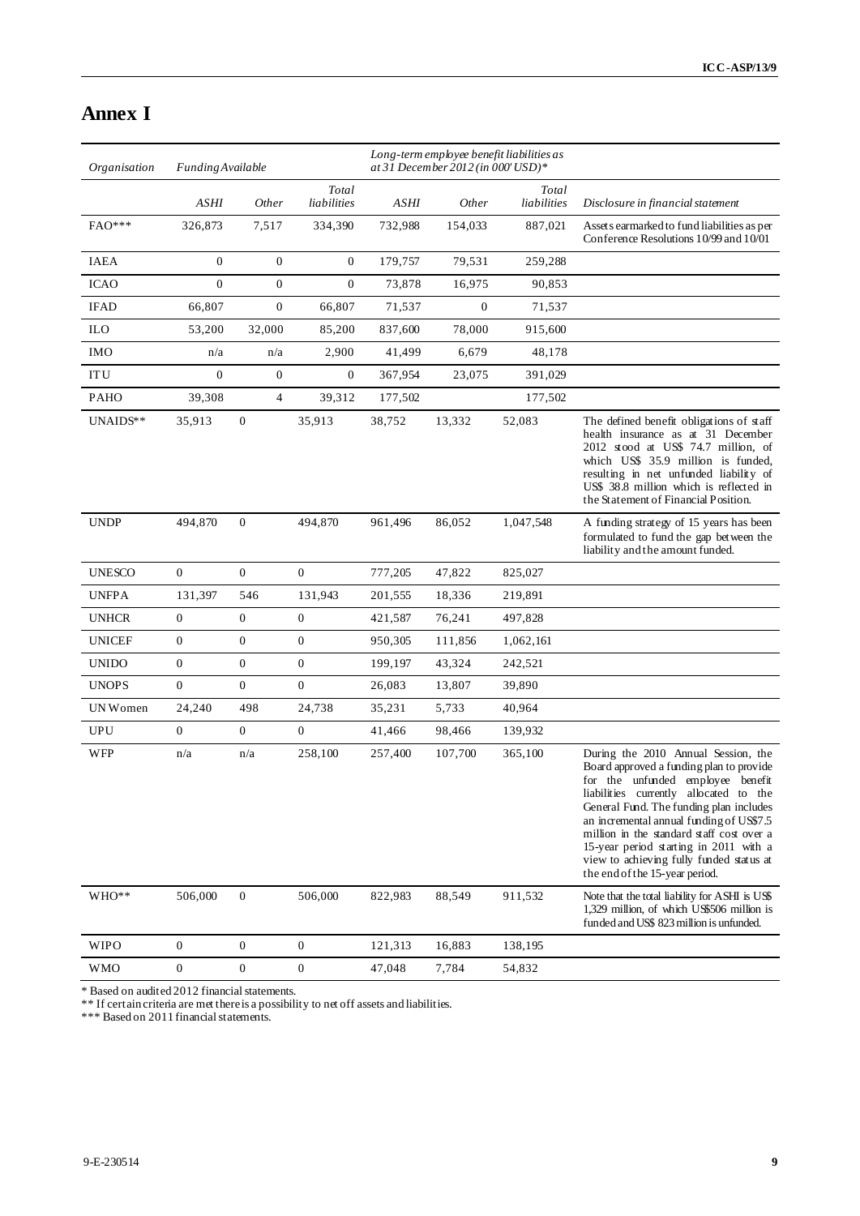# Annex I

| *Organisation* | *Funding Available* | | | *Long-term employee benefit liabilities as at 31 December 2012 (in 000' USD)** | | | |
|---|---|---|---|---|---|---|---|
| | *ASHI* | *Other* | *Total liabilities* | *ASHI* | *Other* | *Total liabilities* | *Disclosure in financial statement* |
| FAO*** | 326,873 | 7,517 | 334,390 | 732,988 | 154,033 | 887,021 | Assets earmarked to fund liabilities as per Conference Resolutions 10/99 and 10/01 |
| IAEA | 0 | 0 | 0 | 179,757 | 79,531 | 259,288 | |
| ICAO | 0 | 0 | 0 | 73,878 | 16,975 | 90,853 | |
| IFAD | 66,807 | 0 | 66,807 | 71,537 | 0 | 71,537 | |
| ILO | 53,200 | 32,000 | 85,200 | 837,600 | 78,000 | 915,600 | |
| IMO | n/a | n/a | 2,900 | 41,499 | 6,679 | 48,178 | |
| ITU | 0 | 0 | 0 | 367,954 | 23,075 | 391,029 | |
| PAHO | 39,308 | 4 | 39,312 | 177,502 | | 177,502 | |
| UNAIDS** | 35,913 | 0 | 35,913 | 38,752 | 13,332 | 52,083 | The defined benefit obligations of staff health insurance as at 31 December 2012 stood at US$ 74.7 million, of which US$ 35.9 million is funded, resulting in net unfunded liability of US$ 38.8 million which is reflected in the Statement of Financial Position. |
| UNDP | 494,870 | 0 | 494,870 | 961,496 | 86,052 | 1,047,548 | A funding strategy of 15 years has been formulated to fund the gap between the liability and the amount funded. |
| UNESCO | 0 | 0 | 0 | 777,205 | 47,822 | 825,027 | |
| UNFPA | 131,397 | 546 | 131,943 | 201,555 | 18,336 | 219,891 | |
| UNHCR | 0 | 0 | 0 | 421,587 | 76,241 | 497,828 | |
| UNICEF | 0 | 0 | 0 | 950,305 | 111,856 | 1,062,161 | |
| UNIDO | 0 | 0 | 0 | 199,197 | 43,324 | 242,521 | |
| UNOPS | 0 | 0 | 0 | 26,083 | 13,807 | 39,890 | |
| UN Women | 24,240 | 498 | 24,738 | 35,231 | 5,733 | 40,964 | |
| UPU | 0 | 0 | 0 | 41,466 | 98,466 | 139,932 | |
| WFP | n/a | n/a | 258,100 | 257,400 | 107,700 | 365,100 | During the 2010 Annual Session, the Board approved a funding plan to provide for the unfunded employee benefit liabilities currently allocated to the General Fund. The funding plan includes an incremental annual funding of US$7.5 million in the standard staff cost over a 15-year period starting in 2011 with a view to achieving fully funded status at the end of the 15-year period. |
| WHO** | 506,000 | 0 | 506,000 | 822,983 | 88,549 | 911,532 | Note that the total liability for ASHI is US$ 1,329 million, of which US$506 million is funded and US$ 823 million is unfunded. |
| WIPO | 0 | 0 | 0 | 121,313 | 16,883 | 138,195 | |
| WMO | 0 | 0 | 0 | 47,048 | 7,784 | 54,832 | |

\* Based on audited 2012 financial statements.

\*\* If certain criteria are met there is a possibility to net off assets and liabilities.

\*\*\* Based on 2011 financial statements.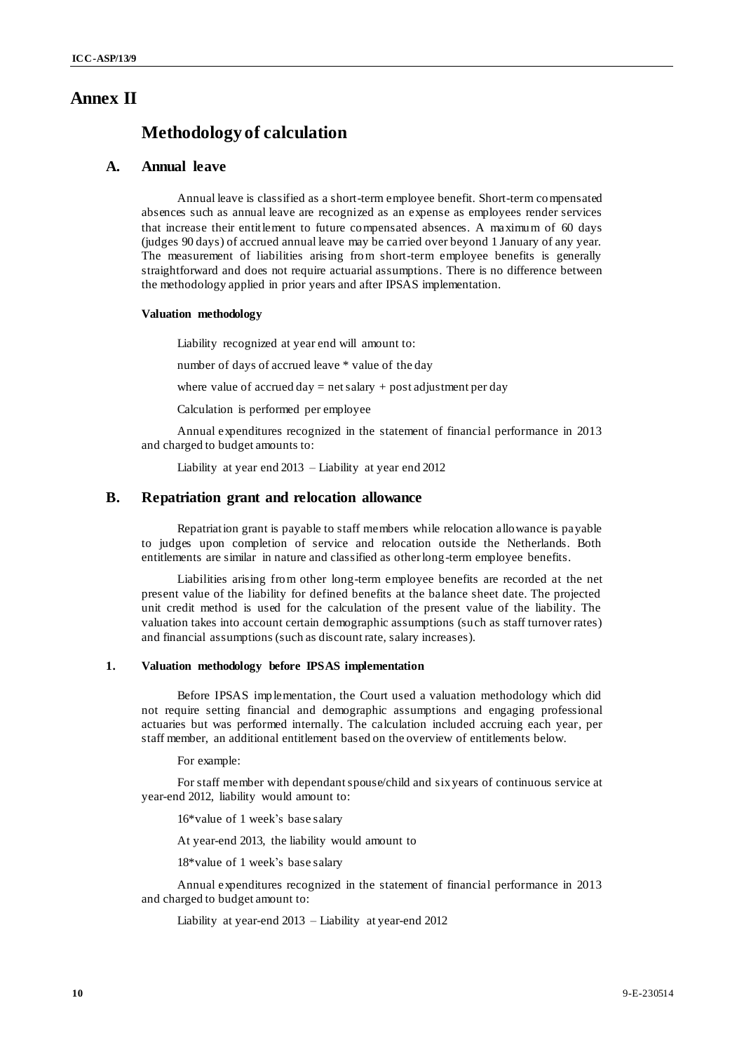# Annex II

## Methodology of calculation

### A. Annual leave

Annual leave is classified as a short-term employee benefit. Short-term compensated absences such as annual leave are recognized as an expense as employees render services that increase their entitlement to future compensated absences. A maximum of 60 days (judges 90 days) of accrued annual leave may be carried over beyond 1 January of any year. The measurement of liabilities arising from short-term employee benefits is generally straightforward and does not require actuarial assumptions. There is no difference between the methodology applied in prior years and after IPSAS implementation.

#### Valuation methodology

Liability recognized at year end will amount to:

number of days of accrued leave * value of the day

where value of accrued day = net salary + post adjustment per day

Calculation is performed per employee

Annual expenditures recognized in the statement of financial performance in 2013 and charged to budget amounts to:

Liability at year end 2013 – Liability at year end 2012

### B. Repatriation grant and relocation allowance

Repatriation grant is payable to staff members while relocation allowance is payable to judges upon completion of service and relocation outside the Netherlands. Both entitlements are similar in nature and classified as other long-term employee benefits.

Liabilities arising from other long-term employee benefits are recorded at the net present value of the liability for defined benefits at the balance sheet date. The projected unit credit method is used for the calculation of the present value of the liability. The valuation takes into account certain demographic assumptions (such as staff turnover rates) and financial assumptions (such as discount rate, salary increases).

#### 1. Valuation methodology before IPSAS implementation

Before IPSAS implementation, the Court used a valuation methodology which did not require setting financial and demographic assumptions and engaging professional actuaries but was performed internally. The calculation included accruing each year, per staff member, an additional entitlement based on the overview of entitlements below.

For example:

For staff member with dependant spouse/child and six years of continuous service at year-end 2012, liability would amount to:

16*value of 1 week's base salary

At year-end 2013, the liability would amount to

18*value of 1 week's base salary

Annual expenditures recognized in the statement of financial performance in 2013 and charged to budget amount to:

Liability at year-end 2013 – Liability at year-end 2012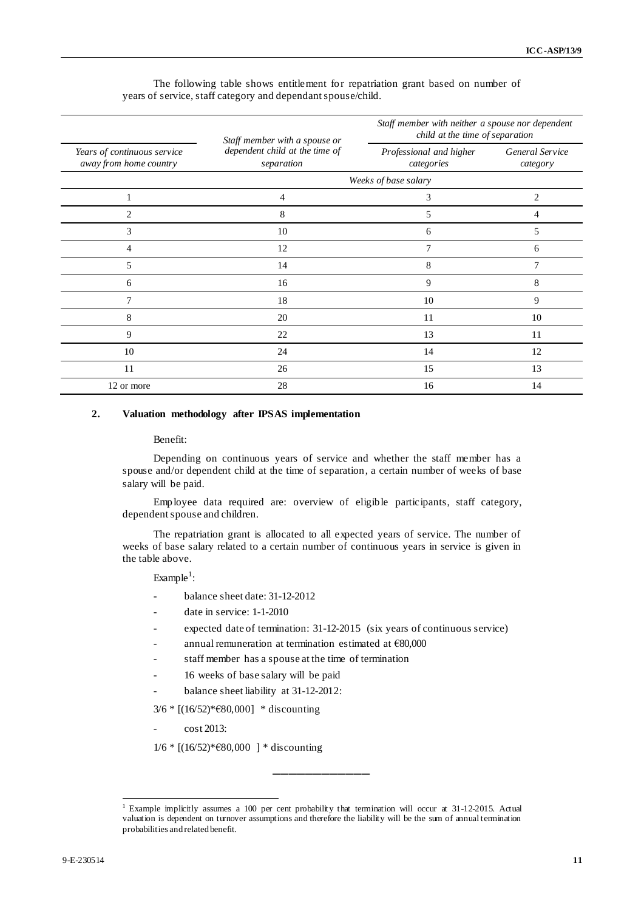The following table shows entitlement for repatriation grant based on number of years of service, staff category and dependant spouse/child.

| *Years of continuous service away from home country* | *Staff member with a spouse or dependent child at the time of separation* | *Staff member with neither a spouse nor dependent child at the time of separation* | |
|---|---|---|---|
| | | *Professional and higher categories* | *General Service category* |
| | *Weeks of base salary* | | |
| 1 | 4 | 3 | 2 |
| 2 | 8 | 5 | 4 |
| 3 | 10 | 6 | 5 |
| 4 | 12 | 7 | 6 |
| 5 | 14 | 8 | 7 |
| 6 | 16 | 9 | 8 |
| 7 | 18 | 10 | 9 |
| 8 | 20 | 11 | 10 |
| 9 | 22 | 13 | 11 |
| 10 | 24 | 14 | 12 |
| 11 | 26 | 15 | 13 |
| 12 or more | 28 | 16 | 14 |

## 2. Valuation methodology after IPSAS implementation

Benefit:

Depending on continuous years of service and whether the staff member has a spouse and/or dependent child at the time of separation, a certain number of weeks of base salary will be paid.

Employee data required are: overview of eligible participants, staff category, dependent spouse and children.

The repatriation grant is allocated to all expected years of service. The number of weeks of base salary related to a certain number of continuous years in service is given in the table above.

Example[1]:

- balance sheet date: 31-12-2012
- date in service: 1-1-2010
- expected date of termination: 31-12-2015 (six years of continuous service)
- annual remuneration at termination estimated at €80,000
- staff member has a spouse at the time of termination
- 16 weeks of base salary will be paid
- balance sheet liability at 31-12-2012:

3/6 * [(16/52)*€80,000] * discounting

- cost 2013:

1/6 * [(16/52)*€80,000 ] * discounting

---

[1] Example implicitly assumes a 100 per cent probability that termination will occur at 31-12-2015. Actual valuation is dependent on turnover assumptions and therefore the liability will be the sum of annual termination probabilities and related benefit.